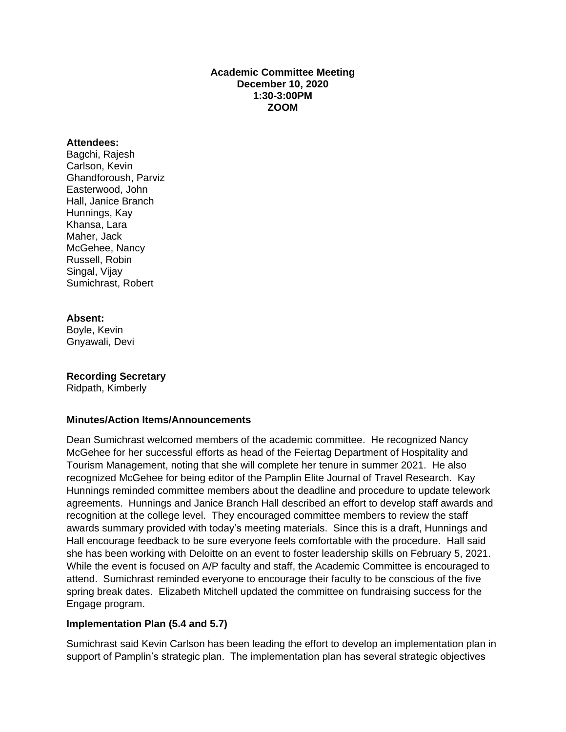**Academic Committee Meeting**
**December 10, 2020**
**1:30-3:00PM**
**ZOOM**

**Attendees:**
Bagchi, Rajesh
Carlson, Kevin
Ghandforoush, Parviz
Easterwood, John
Hall, Janice Branch
Hunnings, Kay
Khansa, Lara
Maher, Jack
McGehee, Nancy
Russell, Robin
Singal, Vijay
Sumichrast, Robert

**Absent:**
Boyle, Kevin
Gnyawali, Devi

**Recording Secretary**
Ridpath, Kimberly

**Minutes/Action Items/Announcements**

Dean Sumichrast welcomed members of the academic committee. He recognized Nancy McGehee for her successful efforts as head of the Feiertag Department of Hospitality and Tourism Management, noting that she will complete her tenure in summer 2021. He also recognized McGehee for being editor of the Pamplin Elite Journal of Travel Research. Kay Hunnings reminded committee members about the deadline and procedure to update telework agreements. Hunnings and Janice Branch Hall described an effort to develop staff awards and recognition at the college level. They encouraged committee members to review the staff awards summary provided with today's meeting materials. Since this is a draft, Hunnings and Hall encourage feedback to be sure everyone feels comfortable with the procedure. Hall said she has been working with Deloitte on an event to foster leadership skills on February 5, 2021. While the event is focused on A/P faculty and staff, the Academic Committee is encouraged to attend. Sumichrast reminded everyone to encourage their faculty to be conscious of the five spring break dates. Elizabeth Mitchell updated the committee on fundraising success for the Engage program.

**Implementation Plan (5.4 and 5.7)**

Sumichrast said Kevin Carlson has been leading the effort to develop an implementation plan in support of Pamplin's strategic plan. The implementation plan has several strategic objectives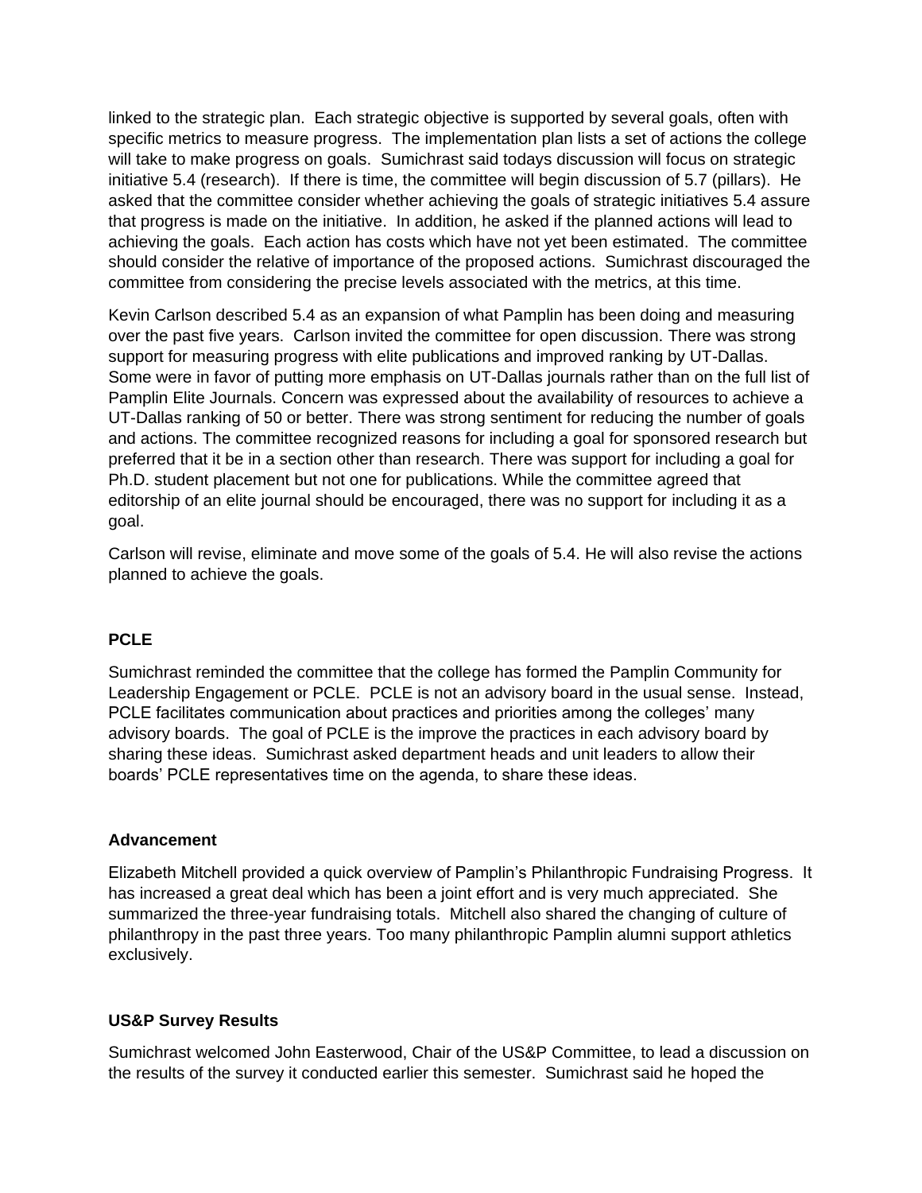linked to the strategic plan. Each strategic objective is supported by several goals, often with specific metrics to measure progress. The implementation plan lists a set of actions the college will take to make progress on goals. Sumichrast said todays discussion will focus on strategic initiative 5.4 (research). If there is time, the committee will begin discussion of 5.7 (pillars). He asked that the committee consider whether achieving the goals of strategic initiatives 5.4 assure that progress is made on the initiative. In addition, he asked if the planned actions will lead to achieving the goals. Each action has costs which have not yet been estimated. The committee should consider the relative of importance of the proposed actions. Sumichrast discouraged the committee from considering the precise levels associated with the metrics, at this time.

Kevin Carlson described 5.4 as an expansion of what Pamplin has been doing and measuring over the past five years. Carlson invited the committee for open discussion. There was strong support for measuring progress with elite publications and improved ranking by UT-Dallas. Some were in favor of putting more emphasis on UT-Dallas journals rather than on the full list of Pamplin Elite Journals. Concern was expressed about the availability of resources to achieve a UT-Dallas ranking of 50 or better. There was strong sentiment for reducing the number of goals and actions. The committee recognized reasons for including a goal for sponsored research but preferred that it be in a section other than research. There was support for including a goal for Ph.D. student placement but not one for publications. While the committee agreed that editorship of an elite journal should be encouraged, there was no support for including it as a goal.

Carlson will revise, eliminate and move some of the goals of 5.4. He will also revise the actions planned to achieve the goals.

**PCLE**

Sumichrast reminded the committee that the college has formed the Pamplin Community for Leadership Engagement or PCLE. PCLE is not an advisory board in the usual sense. Instead, PCLE facilitates communication about practices and priorities among the colleges' many advisory boards. The goal of PCLE is the improve the practices in each advisory board by sharing these ideas. Sumichrast asked department heads and unit leaders to allow their boards' PCLE representatives time on the agenda, to share these ideas.

**Advancement**

Elizabeth Mitchell provided a quick overview of Pamplin's Philanthropic Fundraising Progress. It has increased a great deal which has been a joint effort and is very much appreciated. She summarized the three-year fundraising totals. Mitchell also shared the changing of culture of philanthropy in the past three years. Too many philanthropic Pamplin alumni support athletics exclusively.

**US&P Survey Results**

Sumichrast welcomed John Easterwood, Chair of the US&P Committee, to lead a discussion on the results of the survey it conducted earlier this semester. Sumichrast said he hoped the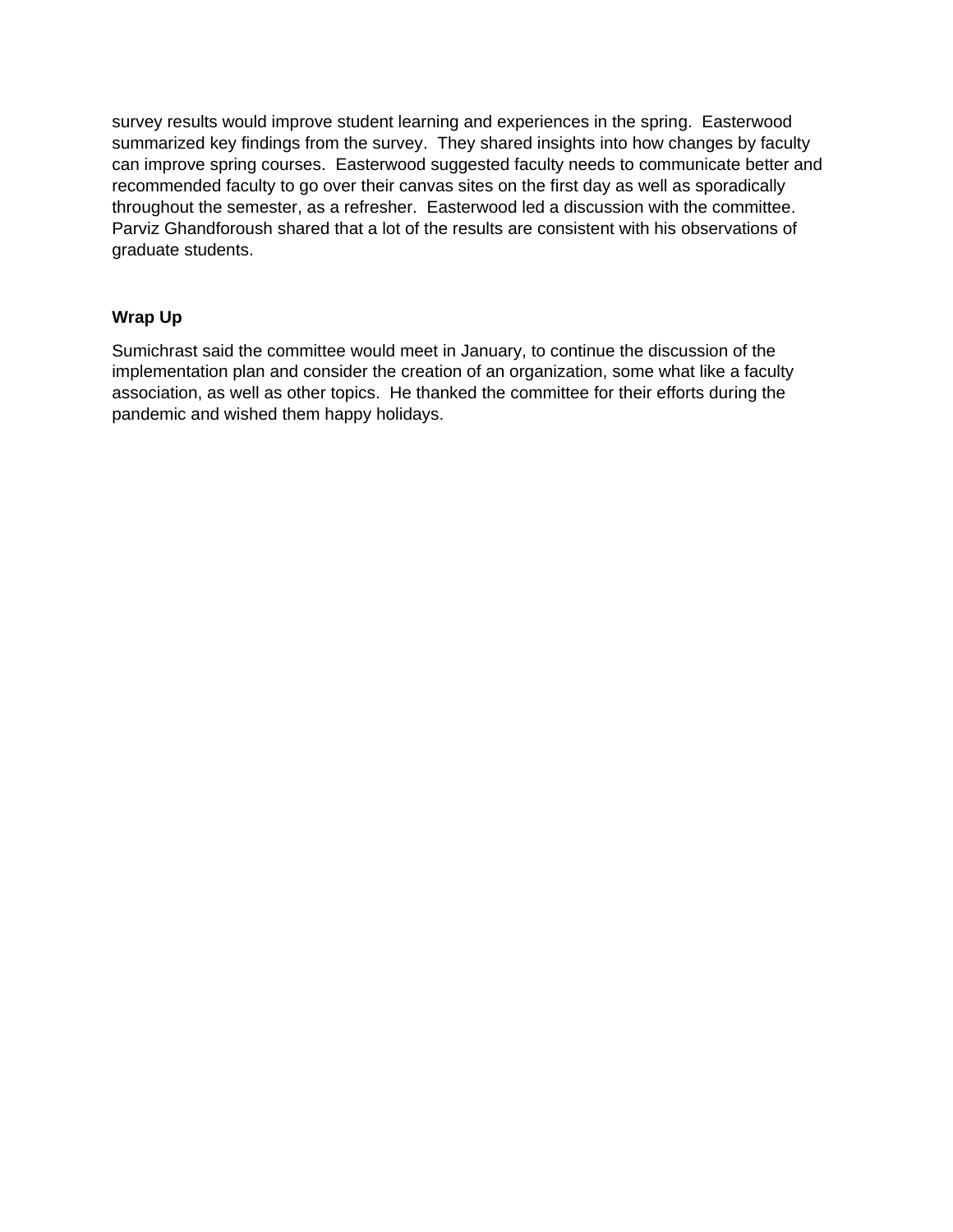survey results would improve student learning and experiences in the spring. Easterwood summarized key findings from the survey. They shared insights into how changes by faculty can improve spring courses. Easterwood suggested faculty needs to communicate better and recommended faculty to go over their canvas sites on the first day as well as sporadically throughout the semester, as a refresher. Easterwood led a discussion with the committee. Parviz Ghandforoush shared that a lot of the results are consistent with his observations of graduate students.

**Wrap Up**

Sumichrast said the committee would meet in January, to continue the discussion of the implementation plan and consider the creation of an organization, some what like a faculty association, as well as other topics. He thanked the committee for their efforts during the pandemic and wished them happy holidays.